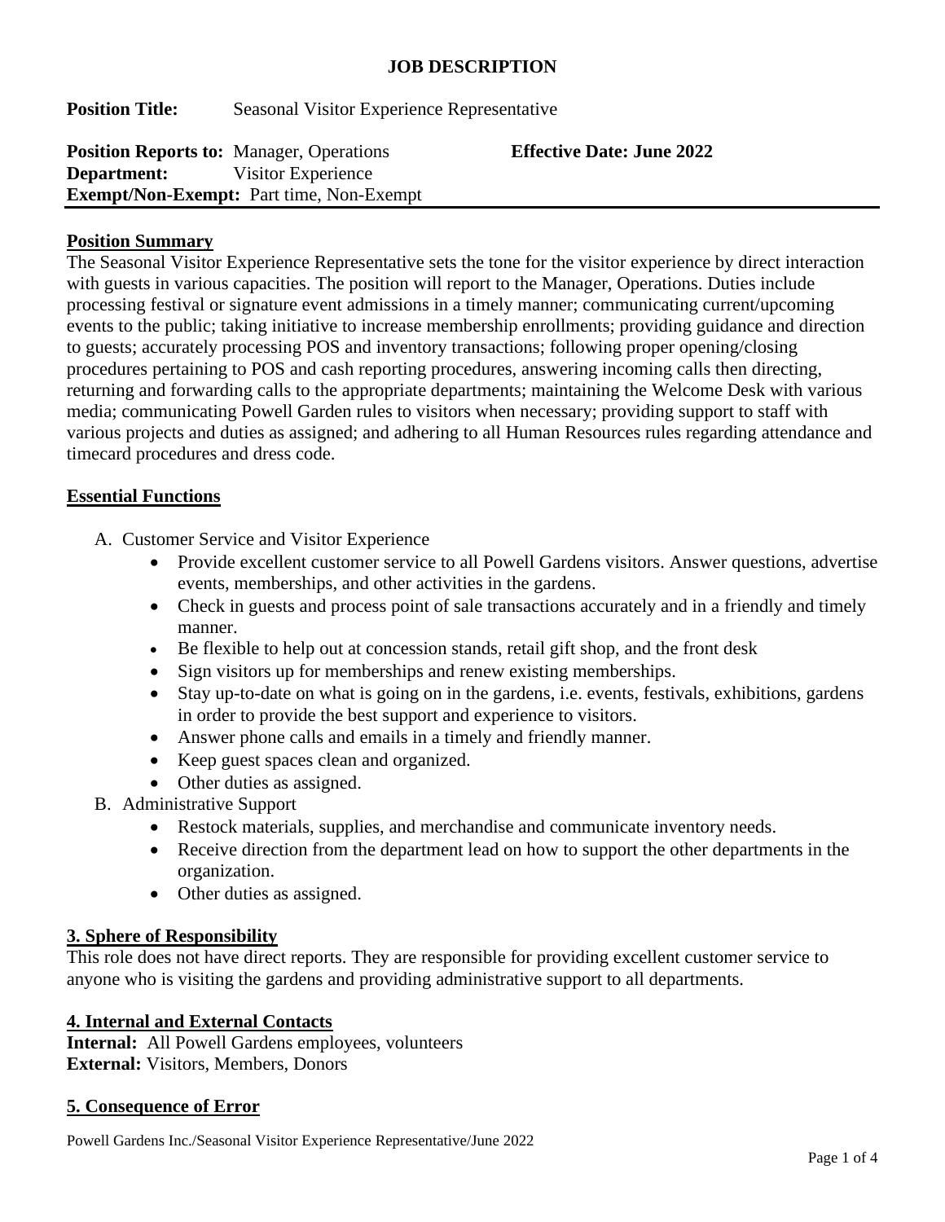# JOB DESCRIPTION

**Position Title:** Seasonal Visitor Experience Representative

**Position Reports to:** Manager, Operations **Effective Date: June 2022**
**Department:** Visitor Experience
**Exempt/Non-Exempt:** Part time, Non-Exempt

---

## Position Summary

The Seasonal Visitor Experience Representative sets the tone for the visitor experience by direct interaction with guests in various capacities. The position will report to the Manager, Operations. Duties include processing festival or signature event admissions in a timely manner; communicating current/upcoming events to the public; taking initiative to increase membership enrollments; providing guidance and direction to guests; accurately processing POS and inventory transactions; following proper opening/closing procedures pertaining to POS and cash reporting procedures, answering incoming calls then directing, returning and forwarding calls to the appropriate departments; maintaining the Welcome Desk with various media; communicating Powell Garden rules to visitors when necessary; providing support to staff with various projects and duties as assigned; and adhering to all Human Resources rules regarding attendance and timecard procedures and dress code.

## Essential Functions

A. Customer Service and Visitor Experience
- Provide excellent customer service to all Powell Gardens visitors. Answer questions, advertise events, memberships, and other activities in the gardens.
- Check in guests and process point of sale transactions accurately and in a friendly and timely manner.
- Be flexible to help out at concession stands, retail gift shop, and the front desk
- Sign visitors up for memberships and renew existing memberships.
- Stay up-to-date on what is going on in the gardens, i.e. events, festivals, exhibitions, gardens in order to provide the best support and experience to visitors.
- Answer phone calls and emails in a timely and friendly manner.
- Keep guest spaces clean and organized.
- Other duties as assigned.

B. Administrative Support
- Restock materials, supplies, and merchandise and communicate inventory needs.
- Receive direction from the department lead on how to support the other departments in the organization.
- Other duties as assigned.

## 3. Sphere of Responsibility

This role does not have direct reports. They are responsible for providing excellent customer service to anyone who is visiting the gardens and providing administrative support to all departments.

## 4. Internal and External Contacts

**Internal:** All Powell Gardens employees, volunteers
**External:** Visitors, Members, Donors

## 5. Consequence of Error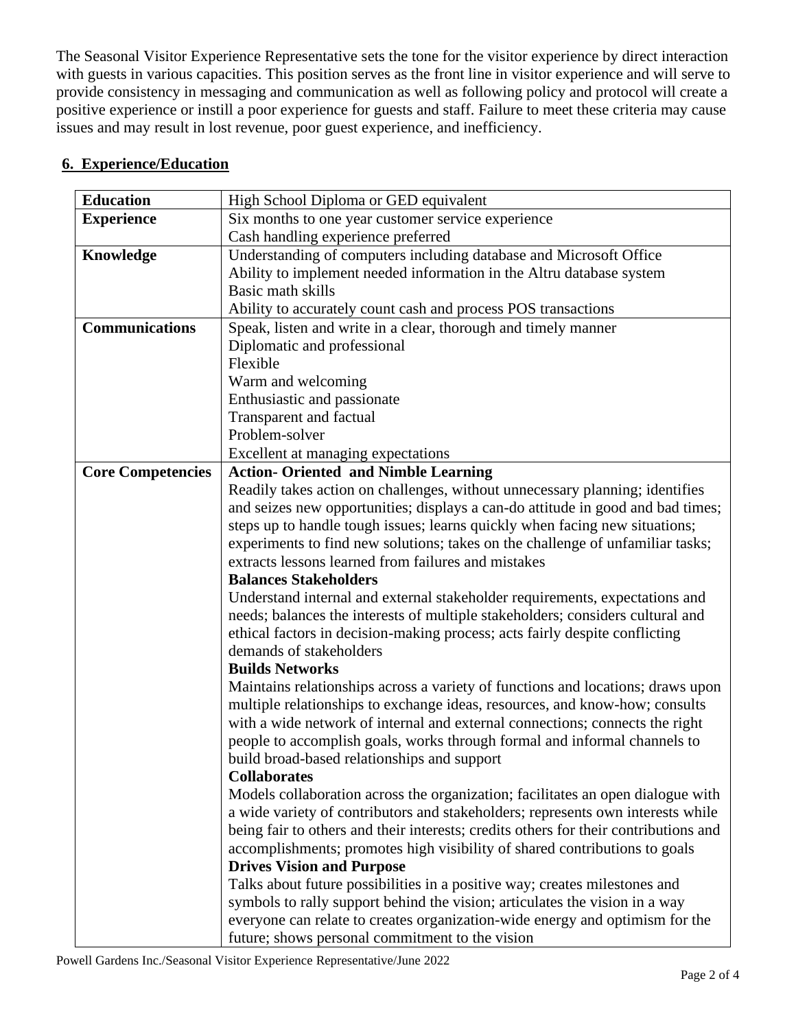The Seasonal Visitor Experience Representative sets the tone for the visitor experience by direct interaction with guests in various capacities. This position serves as the front line in visitor experience and will serve to provide consistency in messaging and communication as well as following policy and protocol will create a positive experience or instill a poor experience for guests and staff. Failure to meet these criteria may cause issues and may result in lost revenue, poor guest experience, and inefficiency.

## 6. Experience/Education

| | |
|---|---|
| **Education** | High School Diploma or GED equivalent |
| **Experience** | Six months to one year customer service experience<br>Cash handling experience preferred |
| **Knowledge** | Understanding of computers including database and Microsoft Office<br>Ability to implement needed information in the Altru database system<br>Basic math skills<br>Ability to accurately count cash and process POS transactions |
| **Communications** | Speak, listen and write in a clear, thorough and timely manner<br>Diplomatic and professional<br>Flexible<br>Warm and welcoming<br>Enthusiastic and passionate<br>Transparent and factual<br>Problem-solver<br>Excellent at managing expectations |
| **Core Competencies** | **Action- Oriented and Nimble Learning**<br>Readily takes action on challenges, without unnecessary planning; identifies and seizes new opportunities; displays a can-do attitude in good and bad times; steps up to handle tough issues; learns quickly when facing new situations; experiments to find new solutions; takes on the challenge of unfamiliar tasks; extracts lessons learned from failures and mistakes<br>**Balances Stakeholders**<br>Understand internal and external stakeholder requirements, expectations and needs; balances the interests of multiple stakeholders; considers cultural and ethical factors in decision-making process; acts fairly despite conflicting demands of stakeholders<br>**Builds Networks**<br>Maintains relationships across a variety of functions and locations; draws upon multiple relationships to exchange ideas, resources, and know-how; consults with a wide network of internal and external connections; connects the right people to accomplish goals, works through formal and informal channels to build broad-based relationships and support<br>**Collaborates**<br>Models collaboration across the organization; facilitates an open dialogue with a wide variety of contributors and stakeholders; represents own interests while being fair to others and their interests; credits others for their contributions and accomplishments; promotes high visibility of shared contributions to goals<br>**Drives Vision and Purpose**<br>Talks about future possibilities in a positive way; creates milestones and symbols to rally support behind the vision; articulates the vision in a way everyone can relate to creates organization-wide energy and optimism for the future; shows personal commitment to the vision |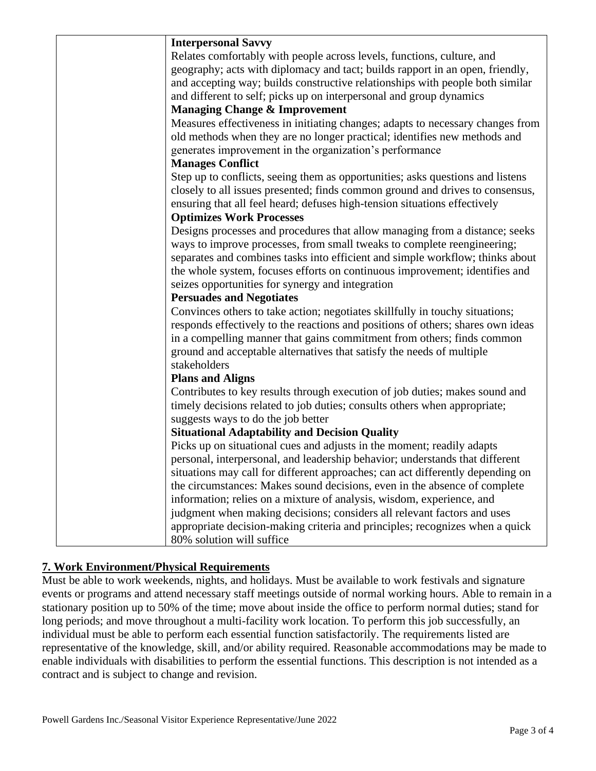| | **Interpersonal Savvy**<br>Relates comfortably with people across levels, functions, culture, and geography; acts with diplomacy and tact; builds rapport in an open, friendly, and accepting way; builds constructive relationships with people both similar and different to self; picks up on interpersonal and group dynamics<br>**Managing Change & Improvement**<br>Measures effectiveness in initiating changes; adapts to necessary changes from old methods when they are no longer practical; identifies new methods and generates improvement in the organization's performance<br>**Manages Conflict**<br>Step up to conflicts, seeing them as opportunities; asks questions and listens closely to all issues presented; finds common ground and drives to consensus, ensuring that all feel heard; defuses high-tension situations effectively<br>**Optimizes Work Processes**<br>Designs processes and procedures that allow managing from a distance; seeks ways to improve processes, from small tweaks to complete reengineering; separates and combines tasks into efficient and simple workflow; thinks about the whole system, focuses efforts on continuous improvement; identifies and seizes opportunities for synergy and integration<br>**Persuades and Negotiates**<br>Convinces others to take action; negotiates skillfully in touchy situations; responds effectively to the reactions and positions of others; shares own ideas in a compelling manner that gains commitment from others; finds common ground and acceptable alternatives that satisfy the needs of multiple stakeholders<br>**Plans and Aligns**<br>Contributes to key results through execution of job duties; makes sound and timely decisions related to job duties; consults others when appropriate; suggests ways to do the job better<br>**Situational Adaptability and Decision Quality**<br>Picks up on situational cues and adjusts in the moment; readily adapts personal, interpersonal, and leadership behavior; understands that different situations may call for different approaches; can act differently depending on the circumstances: Makes sound decisions, even in the absence of complete information; relies on a mixture of analysis, wisdom, experience, and judgment when making decisions; considers all relevant factors and uses appropriate decision-making criteria and principles; recognizes when a quick 80% solution will suffice |
|---|---|

## 7. Work Environment/Physical Requirements

Must be able to work weekends, nights, and holidays. Must be available to work festivals and signature events or programs and attend necessary staff meetings outside of normal working hours. Able to remain in a stationary position up to 50% of the time; move about inside the office to perform normal duties; stand for long periods; and move throughout a multi-facility work location. To perform this job successfully, an individual must be able to perform each essential function satisfactorily. The requirements listed are representative of the knowledge, skill, and/or ability required. Reasonable accommodations may be made to enable individuals with disabilities to perform the essential functions. This description is not intended as a contract and is subject to change and revision.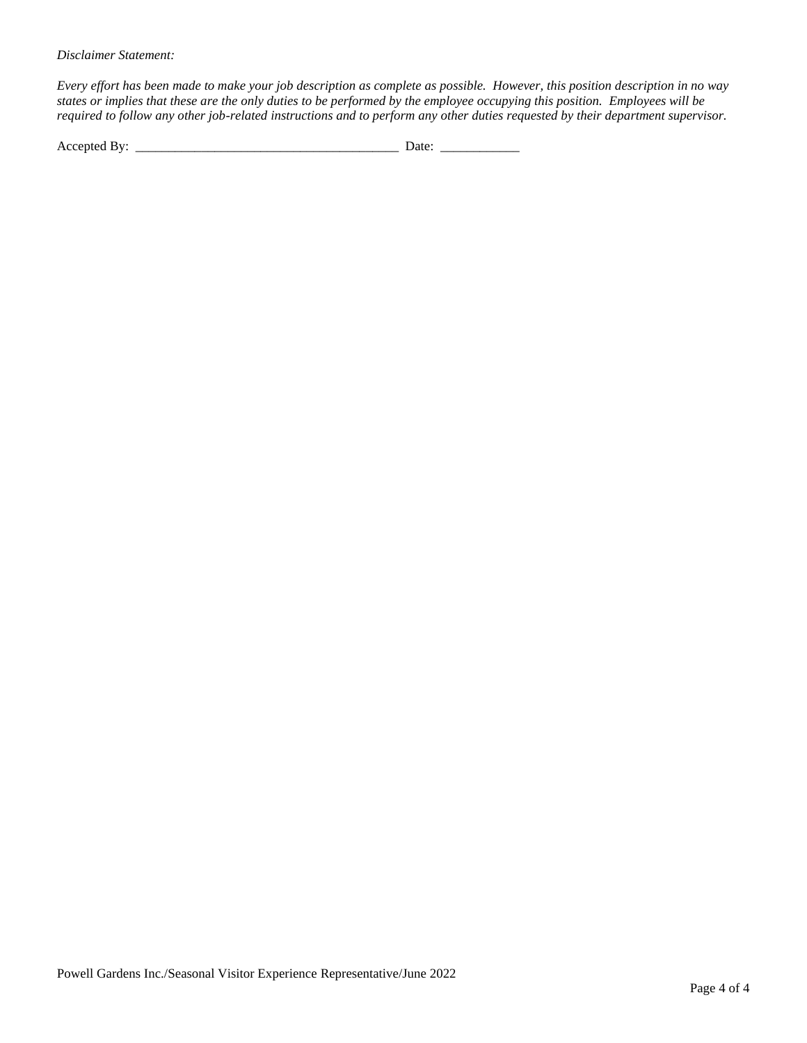*Disclaimer Statement:*

*Every effort has been made to make your job description as complete as possible. However, this position description in no way states or implies that these are the only duties to be performed by the employee occupying this position. Employees will be required to follow any other job-related instructions and to perform any other duties requested by their department supervisor.*

Accepted By: ________________________________________ Date: ____________